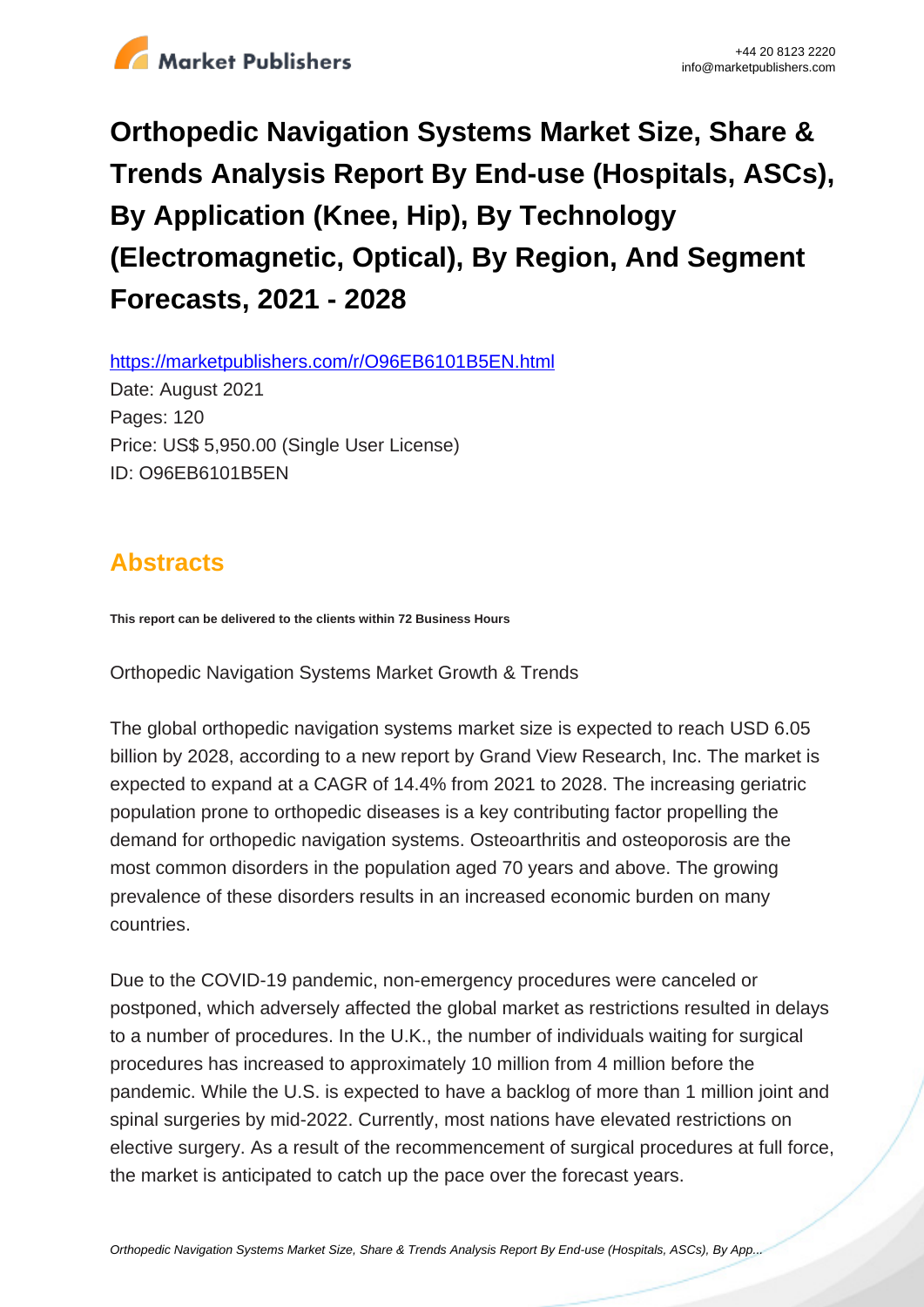# Orthopedic Navigation Systems Market Size, Share & Trends Analysis Report By End-use (Hospitals, ASCs), By Application (Knee, Hip), By Technology (Electromagnetic, Optical), By Region, And Segment Forecasts, 2021 - 2028

https://marketpublishers.com/r/O96EB6101B5EN.html

Date: August 2021

Pages: 120

Price: US$ 5,950.00 (Single User License)

ID: O96EB6101B5EN

## Abstracts

**This report can be delivered to the clients within 72 Business Hours**

Orthopedic Navigation Systems Market Growth & Trends

The global orthopedic navigation systems market size is expected to reach USD 6.05 billion by 2028, according to a new report by Grand View Research, Inc. The market is expected to expand at a CAGR of 14.4% from 2021 to 2028. The increasing geriatric population prone to orthopedic diseases is a key contributing factor propelling the demand for orthopedic navigation systems. Osteoarthritis and osteoporosis are the most common disorders in the population aged 70 years and above. The growing prevalence of these disorders results in an increased economic burden on many countries.

Due to the COVID-19 pandemic, non-emergency procedures were canceled or postponed, which adversely affected the global market as restrictions resulted in delays to a number of procedures. In the U.K., the number of individuals waiting for surgical procedures has increased to approximately 10 million from 4 million before the pandemic. While the U.S. is expected to have a backlog of more than 1 million joint and spinal surgeries by mid-2022. Currently, most nations have elevated restrictions on elective surgery. As a result of the recommencement of surgical procedures at full force, the market is anticipated to catch up the pace over the forecast years.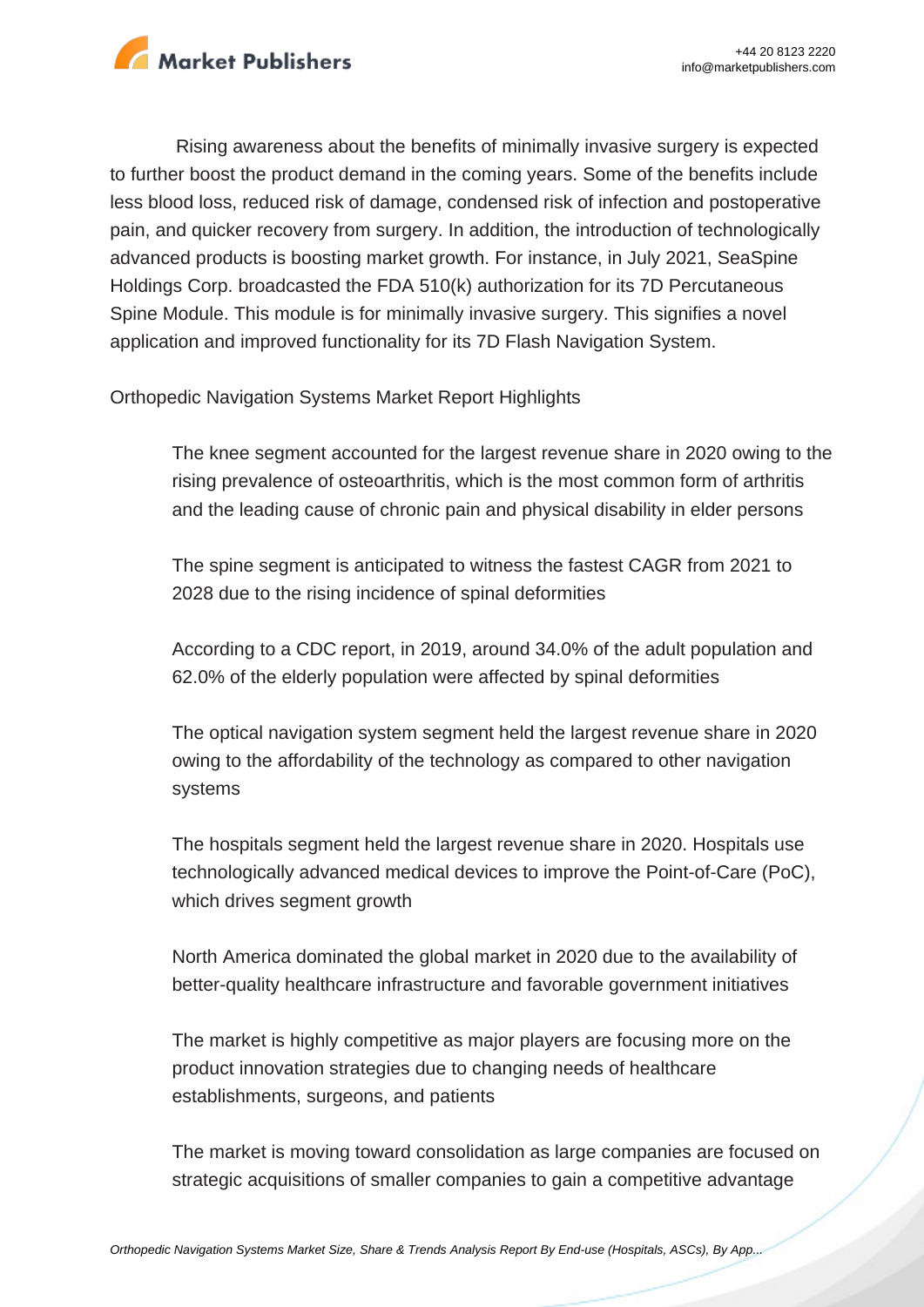Rising awareness about the benefits of minimally invasive surgery is expected to further boost the product demand in the coming years. Some of the benefits include less blood loss, reduced risk of damage, condensed risk of infection and postoperative pain, and quicker recovery from surgery. In addition, the introduction of technologically advanced products is boosting market growth. For instance, in July 2021, SeaSpine Holdings Corp. broadcasted the FDA 510(k) authorization for its 7D Percutaneous Spine Module. This module is for minimally invasive surgery. This signifies a novel application and improved functionality for its 7D Flash Navigation System.

Orthopedic Navigation Systems Market Report Highlights

- The knee segment accounted for the largest revenue share in 2020 owing to the rising prevalence of osteoarthritis, which is the most common form of arthritis and the leading cause of chronic pain and physical disability in elder persons
- The spine segment is anticipated to witness the fastest CAGR from 2021 to 2028 due to the rising incidence of spinal deformities
- According to a CDC report, in 2019, around 34.0% of the adult population and 62.0% of the elderly population were affected by spinal deformities
- The optical navigation system segment held the largest revenue share in 2020 owing to the affordability of the technology as compared to other navigation systems
- The hospitals segment held the largest revenue share in 2020. Hospitals use technologically advanced medical devices to improve the Point-of-Care (PoC), which drives segment growth
- North America dominated the global market in 2020 due to the availability of better-quality healthcare infrastructure and favorable government initiatives
- The market is highly competitive as major players are focusing more on the product innovation strategies due to changing needs of healthcare establishments, surgeons, and patients
- The market is moving toward consolidation as large companies are focused on strategic acquisitions of smaller companies to gain a competitive advantage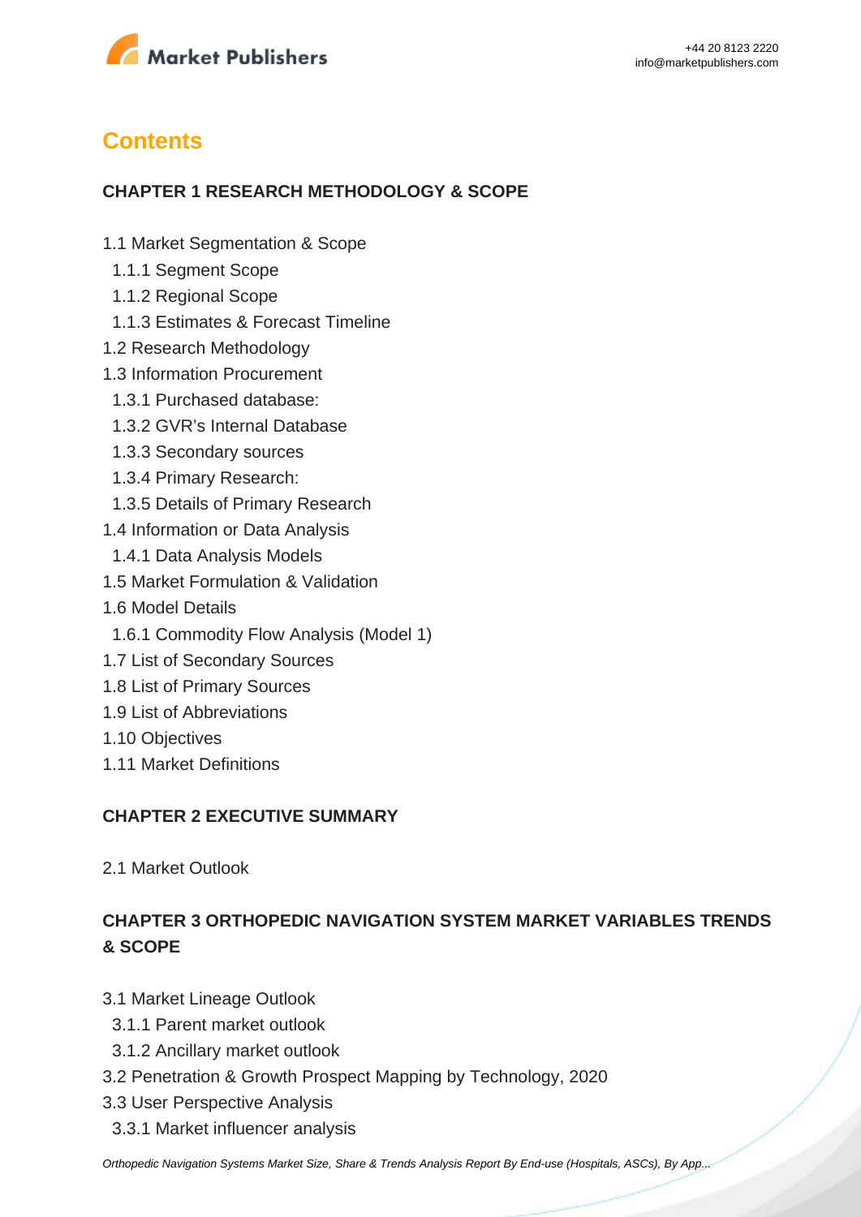## Contents

### CHAPTER 1 RESEARCH METHODOLOGY & SCOPE

1.1 Market Segmentation & Scope
  1.1.1 Segment Scope
  1.1.2 Regional Scope
  1.1.3 Estimates & Forecast Timeline
1.2 Research Methodology
1.3 Information Procurement
  1.3.1 Purchased database:
  1.3.2 GVR's Internal Database
  1.3.3 Secondary sources
  1.3.4 Primary Research:
  1.3.5 Details of Primary Research
1.4 Information or Data Analysis
  1.4.1 Data Analysis Models
1.5 Market Formulation & Validation
1.6 Model Details
  1.6.1 Commodity Flow Analysis (Model 1)
1.7 List of Secondary Sources
1.8 List of Primary Sources
1.9 List of Abbreviations
1.10 Objectives
1.11 Market Definitions

### CHAPTER 2 EXECUTIVE SUMMARY

2.1 Market Outlook

### CHAPTER 3 ORTHOPEDIC NAVIGATION SYSTEM MARKET VARIABLES TRENDS & SCOPE

3.1 Market Lineage Outlook
  3.1.1 Parent market outlook
  3.1.2 Ancillary market outlook
3.2 Penetration & Growth Prospect Mapping by Technology, 2020
3.3 User Perspective Analysis
  3.3.1 Market influencer analysis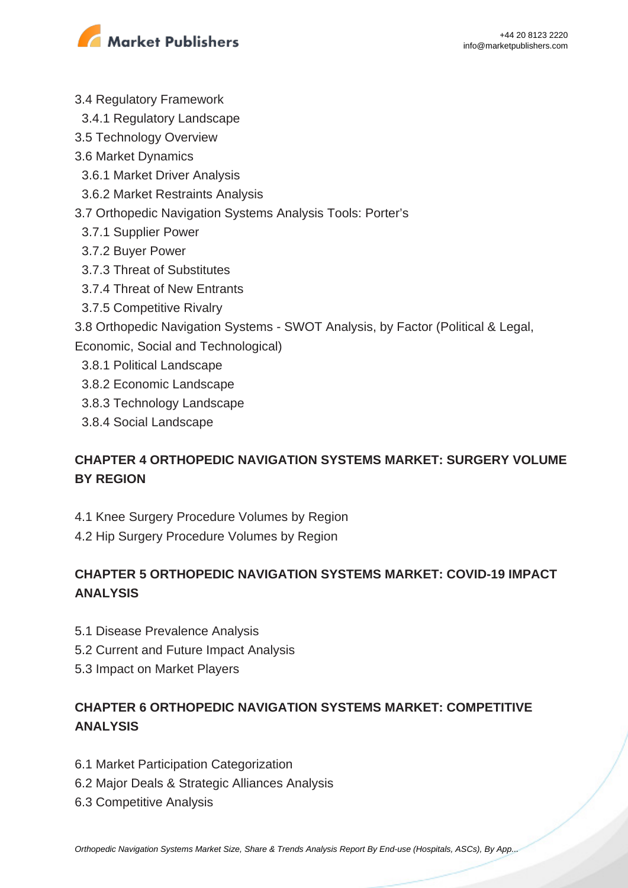3.4 Regulatory Framework
  3.4.1 Regulatory Landscape
3.5 Technology Overview
3.6 Market Dynamics
  3.6.1 Market Driver Analysis
  3.6.2 Market Restraints Analysis
3.7 Orthopedic Navigation Systems Analysis Tools: Porter's
  3.7.1 Supplier Power
  3.7.2 Buyer Power
  3.7.3 Threat of Substitutes
  3.7.4 Threat of New Entrants
  3.7.5 Competitive Rivalry
3.8 Orthopedic Navigation Systems - SWOT Analysis, by Factor (Political & Legal, Economic, Social and Technological)
  3.8.1 Political Landscape
  3.8.2 Economic Landscape
  3.8.3 Technology Landscape
  3.8.4 Social Landscape

## CHAPTER 4 ORTHOPEDIC NAVIGATION SYSTEMS MARKET: SURGERY VOLUME BY REGION

4.1 Knee Surgery Procedure Volumes by Region
4.2 Hip Surgery Procedure Volumes by Region

## CHAPTER 5 ORTHOPEDIC NAVIGATION SYSTEMS MARKET: COVID-19 IMPACT ANALYSIS

5.1 Disease Prevalence Analysis
5.2 Current and Future Impact Analysis
5.3 Impact on Market Players

## CHAPTER 6 ORTHOPEDIC NAVIGATION SYSTEMS MARKET: COMPETITIVE ANALYSIS

6.1 Market Participation Categorization
6.2 Major Deals & Strategic Alliances Analysis
6.3 Competitive Analysis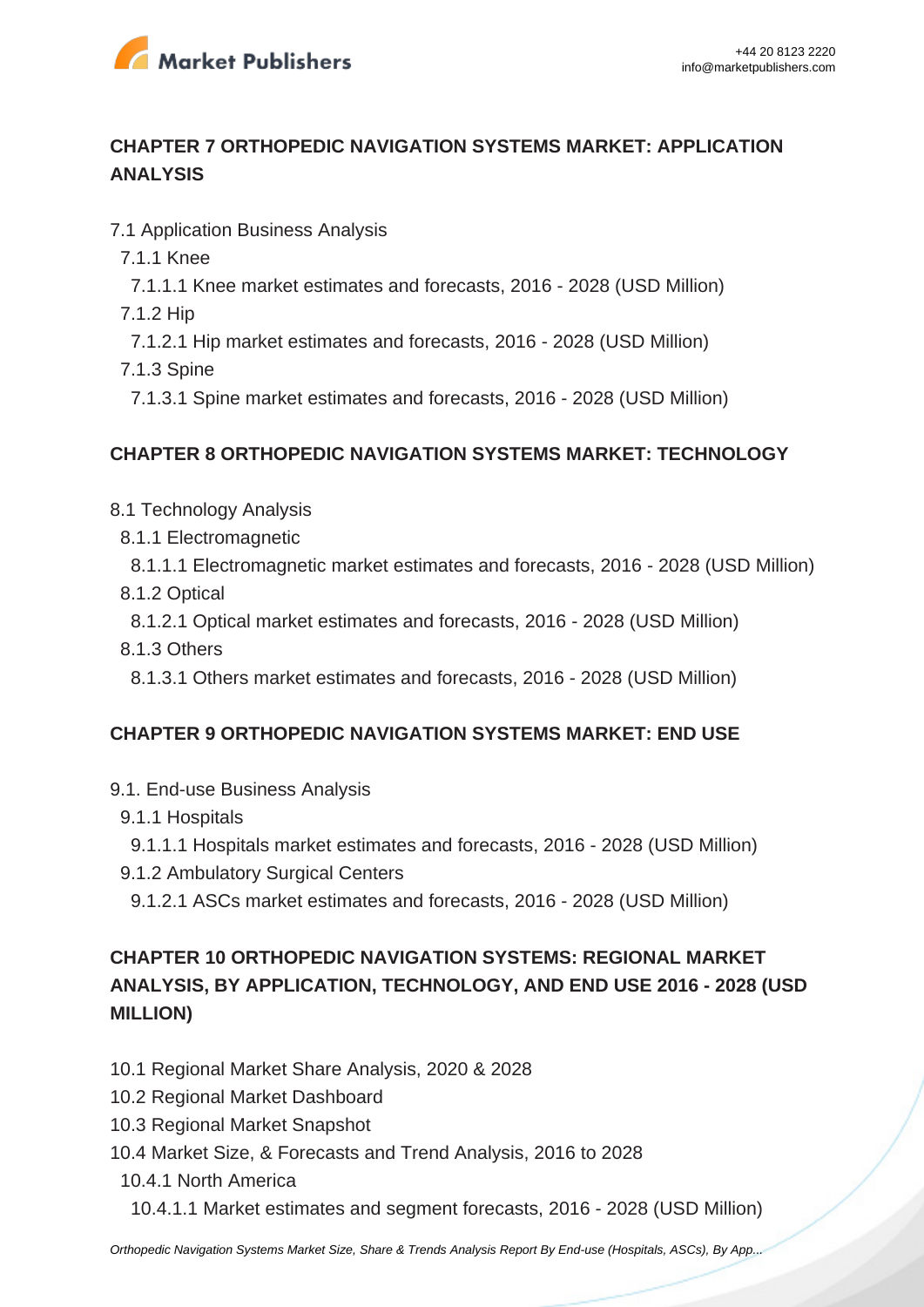## CHAPTER 7 ORTHOPEDIC NAVIGATION SYSTEMS MARKET: APPLICATION ANALYSIS

7.1 Application Business Analysis
  7.1.1 Knee
    7.1.1.1 Knee market estimates and forecasts, 2016 - 2028 (USD Million)
  7.1.2 Hip
    7.1.2.1 Hip market estimates and forecasts, 2016 - 2028 (USD Million)
  7.1.3 Spine
    7.1.3.1 Spine market estimates and forecasts, 2016 - 2028 (USD Million)

## CHAPTER 8 ORTHOPEDIC NAVIGATION SYSTEMS MARKET: TECHNOLOGY

8.1 Technology Analysis
  8.1.1 Electromagnetic
    8.1.1.1 Electromagnetic market estimates and forecasts, 2016 - 2028 (USD Million)
  8.1.2 Optical
    8.1.2.1 Optical market estimates and forecasts, 2016 - 2028 (USD Million)
  8.1.3 Others
    8.1.3.1 Others market estimates and forecasts, 2016 - 2028 (USD Million)

## CHAPTER 9 ORTHOPEDIC NAVIGATION SYSTEMS MARKET: END USE

9.1. End-use Business Analysis
  9.1.1 Hospitals
    9.1.1.1 Hospitals market estimates and forecasts, 2016 - 2028 (USD Million)
  9.1.2 Ambulatory Surgical Centers
    9.1.2.1 ASCs market estimates and forecasts, 2016 - 2028 (USD Million)

## CHAPTER 10 ORTHOPEDIC NAVIGATION SYSTEMS: REGIONAL MARKET ANALYSIS, BY APPLICATION, TECHNOLOGY, AND END USE 2016 - 2028 (USD MILLION)

10.1 Regional Market Share Analysis, 2020 & 2028
10.2 Regional Market Dashboard
10.3 Regional Market Snapshot
10.4 Market Size, & Forecasts and Trend Analysis, 2016 to 2028
  10.4.1 North America
    10.4.1.1 Market estimates and segment forecasts, 2016 - 2028 (USD Million)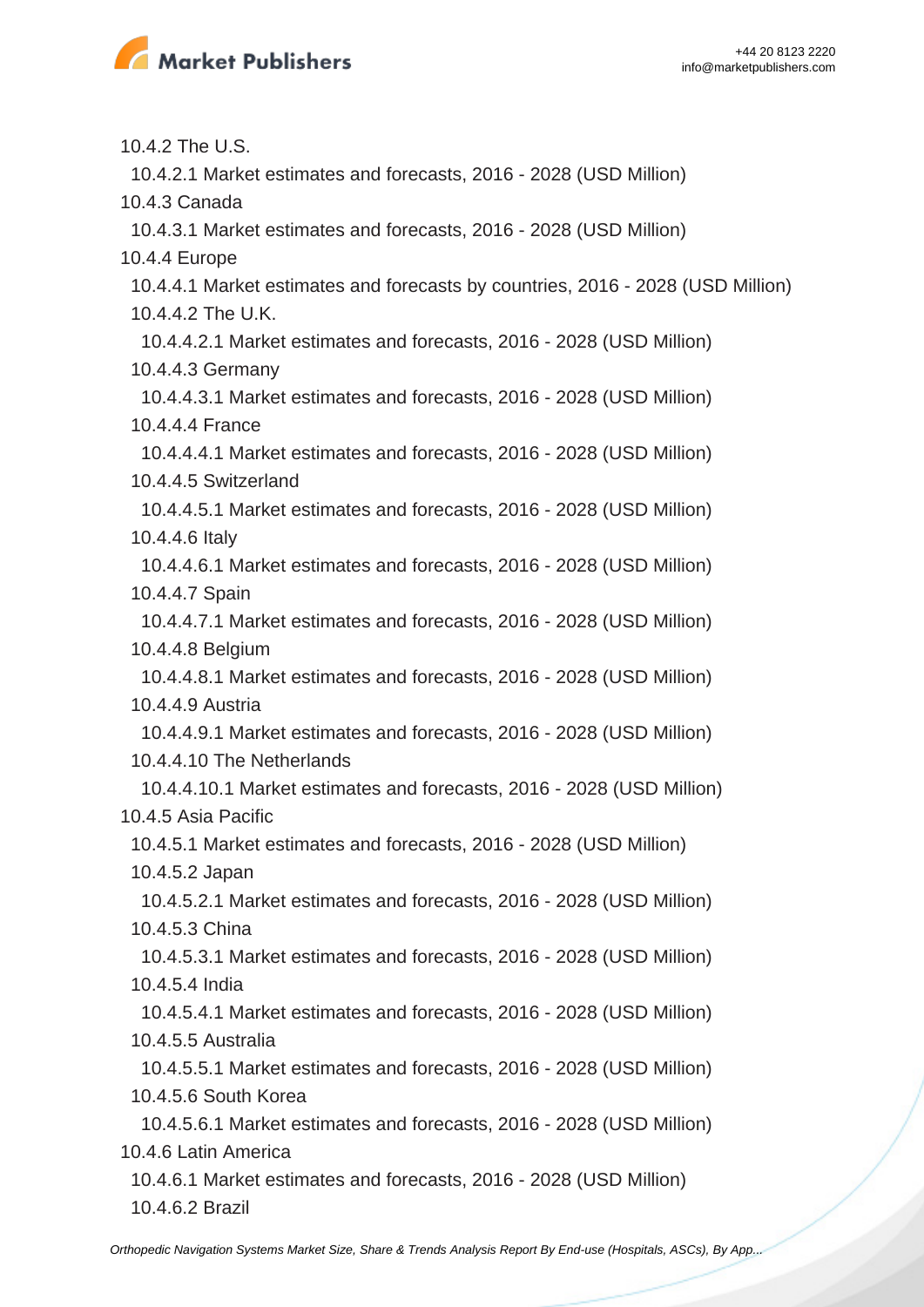10.4.2 The U.S.

10.4.2.1 Market estimates and forecasts, 2016 - 2028 (USD Million)

10.4.3 Canada

10.4.3.1 Market estimates and forecasts, 2016 - 2028 (USD Million)

10.4.4 Europe

10.4.4.1 Market estimates and forecasts by countries, 2016 - 2028 (USD Million)

10.4.4.2 The U.K.

10.4.4.2.1 Market estimates and forecasts, 2016 - 2028 (USD Million)

10.4.4.3 Germany

10.4.4.3.1 Market estimates and forecasts, 2016 - 2028 (USD Million)

10.4.4.4 France

10.4.4.4.1 Market estimates and forecasts, 2016 - 2028 (USD Million)

10.4.4.5 Switzerland

10.4.4.5.1 Market estimates and forecasts, 2016 - 2028 (USD Million)

10.4.4.6 Italy

10.4.4.6.1 Market estimates and forecasts, 2016 - 2028 (USD Million)

10.4.4.7 Spain

10.4.4.7.1 Market estimates and forecasts, 2016 - 2028 (USD Million)

10.4.4.8 Belgium

10.4.4.8.1 Market estimates and forecasts, 2016 - 2028 (USD Million)

10.4.4.9 Austria

10.4.4.9.1 Market estimates and forecasts, 2016 - 2028 (USD Million)

10.4.4.10 The Netherlands

10.4.4.10.1 Market estimates and forecasts, 2016 - 2028 (USD Million)

10.4.5 Asia Pacific

10.4.5.1 Market estimates and forecasts, 2016 - 2028 (USD Million)

10.4.5.2 Japan

10.4.5.2.1 Market estimates and forecasts, 2016 - 2028 (USD Million)

10.4.5.3 China

10.4.5.3.1 Market estimates and forecasts, 2016 - 2028 (USD Million)

10.4.5.4 India

10.4.5.4.1 Market estimates and forecasts, 2016 - 2028 (USD Million)

10.4.5.5 Australia

10.4.5.5.1 Market estimates and forecasts, 2016 - 2028 (USD Million)

10.4.5.6 South Korea

10.4.5.6.1 Market estimates and forecasts, 2016 - 2028 (USD Million)

10.4.6 Latin America

10.4.6.1 Market estimates and forecasts, 2016 - 2028 (USD Million)

10.4.6.2 Brazil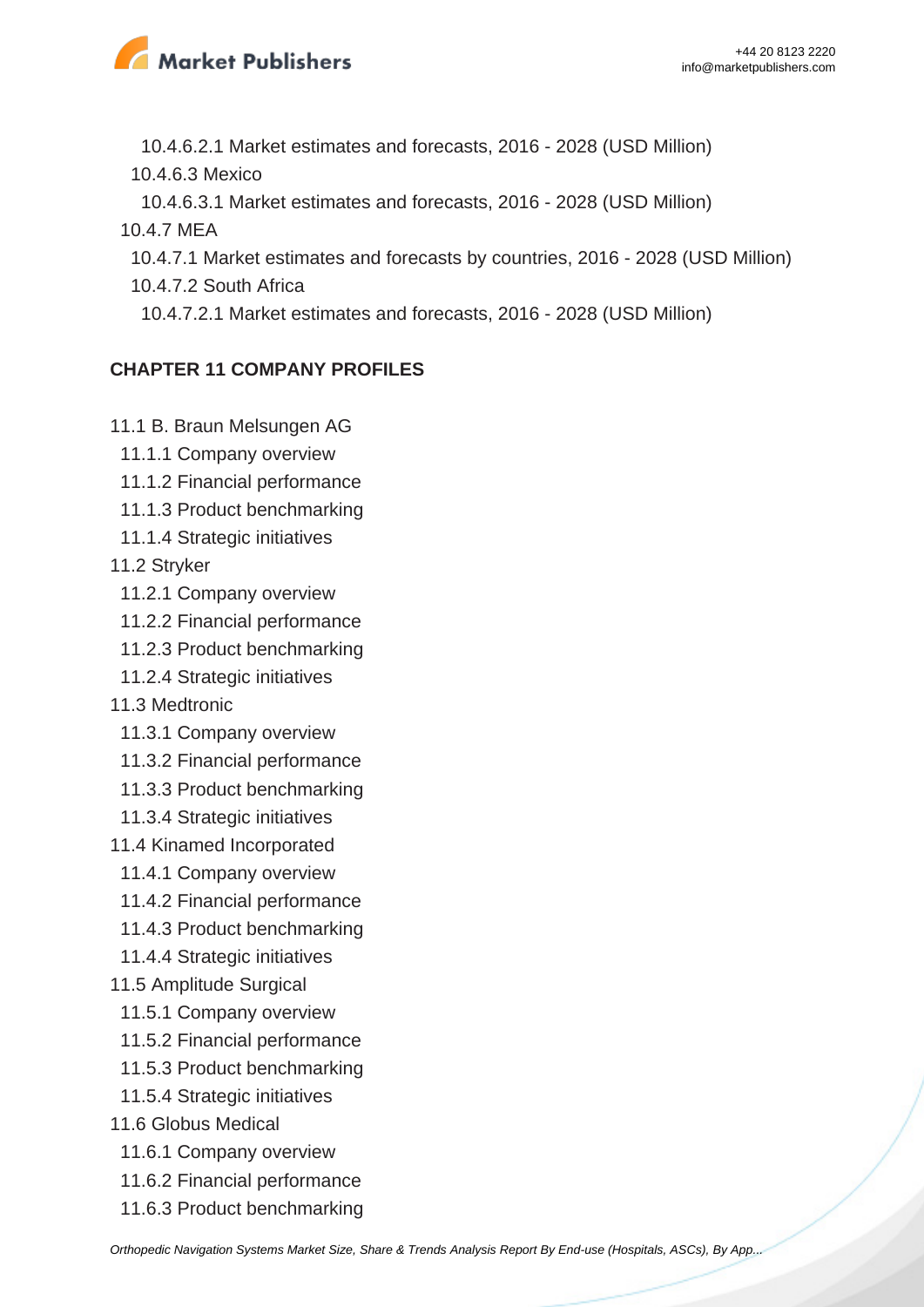10.4.6.2.1 Market estimates and forecasts, 2016 - 2028 (USD Million)

10.4.6.3 Mexico

10.4.6.3.1 Market estimates and forecasts, 2016 - 2028 (USD Million)

10.4.7 MEA

10.4.7.1 Market estimates and forecasts by countries, 2016 - 2028 (USD Million)

10.4.7.2 South Africa

10.4.7.2.1 Market estimates and forecasts, 2016 - 2028 (USD Million)

## CHAPTER 11 COMPANY PROFILES

11.1 B. Braun Melsungen AG

11.1.1 Company overview

11.1.2 Financial performance

11.1.3 Product benchmarking

11.1.4 Strategic initiatives

11.2 Stryker

11.2.1 Company overview

11.2.2 Financial performance

11.2.3 Product benchmarking

11.2.4 Strategic initiatives

11.3 Medtronic

11.3.1 Company overview

11.3.2 Financial performance

11.3.3 Product benchmarking

11.3.4 Strategic initiatives

11.4 Kinamed Incorporated

11.4.1 Company overview

11.4.2 Financial performance

11.4.3 Product benchmarking

11.4.4 Strategic initiatives

11.5 Amplitude Surgical

11.5.1 Company overview

11.5.2 Financial performance

11.5.3 Product benchmarking

11.5.4 Strategic initiatives

11.6 Globus Medical

11.6.1 Company overview

11.6.2 Financial performance

11.6.3 Product benchmarking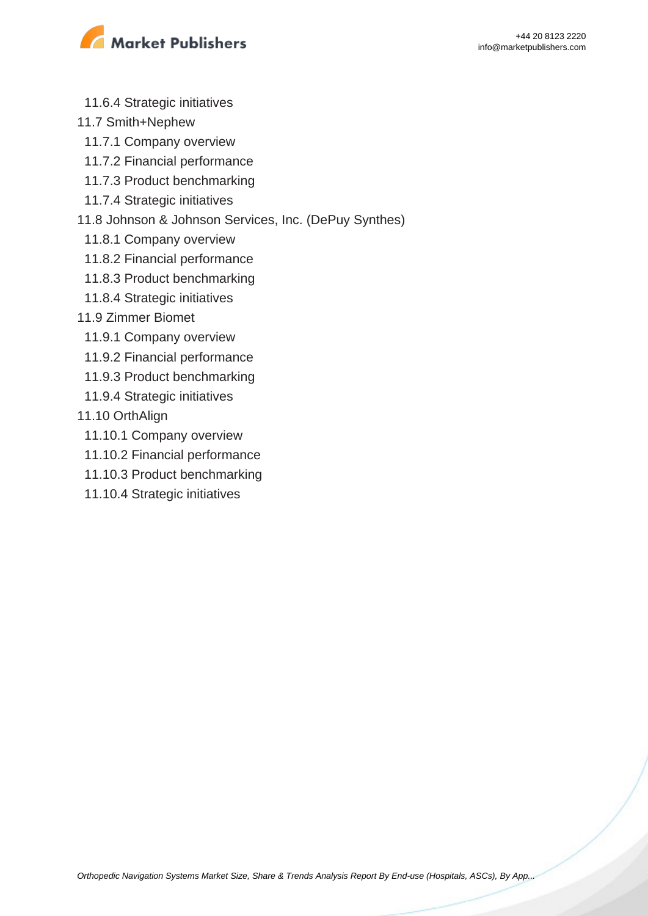11.6.4 Strategic initiatives

11.7 Smith+Nephew

11.7.1 Company overview

11.7.2 Financial performance

11.7.3 Product benchmarking

11.7.4 Strategic initiatives

11.8 Johnson & Johnson Services, Inc. (DePuy Synthes)

11.8.1 Company overview

11.8.2 Financial performance

11.8.3 Product benchmarking

11.8.4 Strategic initiatives

11.9 Zimmer Biomet

11.9.1 Company overview

11.9.2 Financial performance

11.9.3 Product benchmarking

11.9.4 Strategic initiatives

11.10 OrthAlign

11.10.1 Company overview

11.10.2 Financial performance

11.10.3 Product benchmarking

11.10.4 Strategic initiatives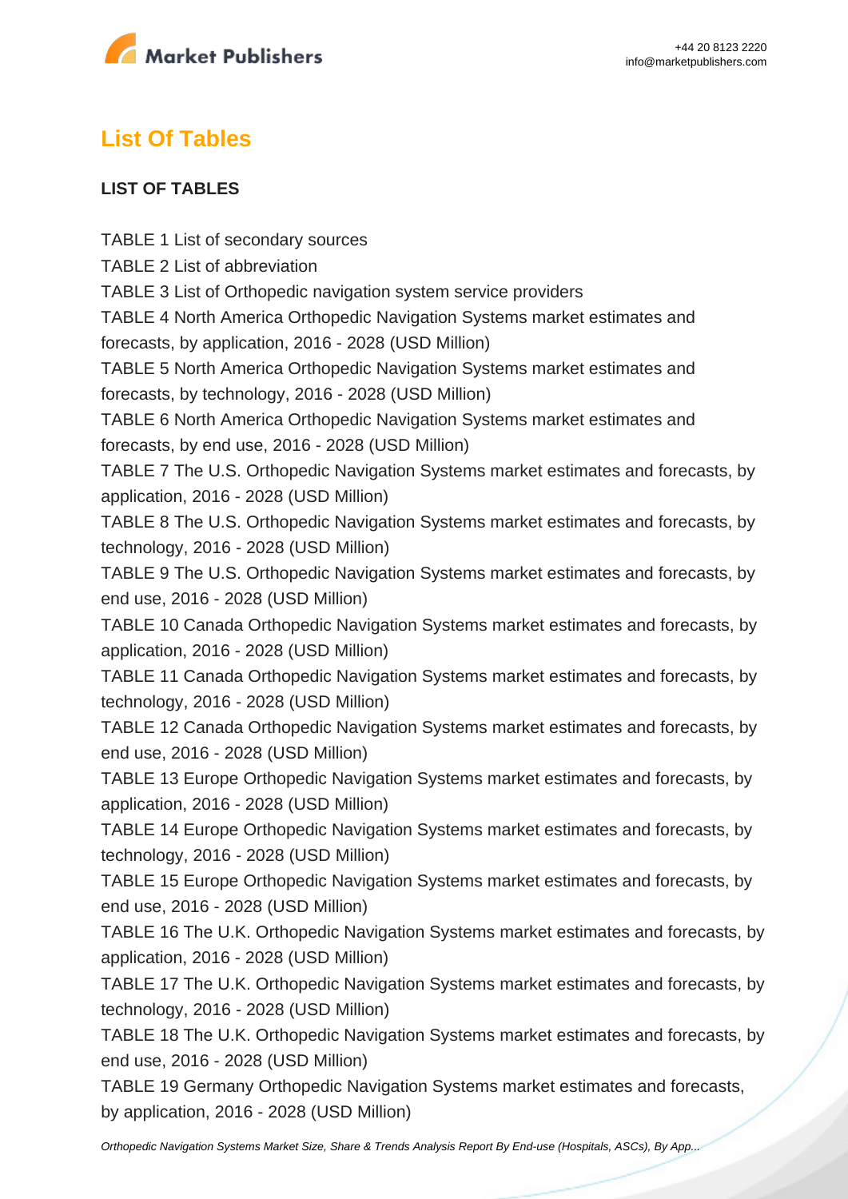## List Of Tables

**LIST OF TABLES**

TABLE 1 List of secondary sources
TABLE 2 List of abbreviation
TABLE 3 List of Orthopedic navigation system service providers
TABLE 4 North America Orthopedic Navigation Systems market estimates and forecasts, by application, 2016 - 2028 (USD Million)
TABLE 5 North America Orthopedic Navigation Systems market estimates and forecasts, by technology, 2016 - 2028 (USD Million)
TABLE 6 North America Orthopedic Navigation Systems market estimates and forecasts, by end use, 2016 - 2028 (USD Million)
TABLE 7 The U.S. Orthopedic Navigation Systems market estimates and forecasts, by application, 2016 - 2028 (USD Million)
TABLE 8 The U.S. Orthopedic Navigation Systems market estimates and forecasts, by technology, 2016 - 2028 (USD Million)
TABLE 9 The U.S. Orthopedic Navigation Systems market estimates and forecasts, by end use, 2016 - 2028 (USD Million)
TABLE 10 Canada Orthopedic Navigation Systems market estimates and forecasts, by application, 2016 - 2028 (USD Million)
TABLE 11 Canada Orthopedic Navigation Systems market estimates and forecasts, by technology, 2016 - 2028 (USD Million)
TABLE 12 Canada Orthopedic Navigation Systems market estimates and forecasts, by end use, 2016 - 2028 (USD Million)
TABLE 13 Europe Orthopedic Navigation Systems market estimates and forecasts, by application, 2016 - 2028 (USD Million)
TABLE 14 Europe Orthopedic Navigation Systems market estimates and forecasts, by technology, 2016 - 2028 (USD Million)
TABLE 15 Europe Orthopedic Navigation Systems market estimates and forecasts, by end use, 2016 - 2028 (USD Million)
TABLE 16 The U.K. Orthopedic Navigation Systems market estimates and forecasts, by application, 2016 - 2028 (USD Million)
TABLE 17 The U.K. Orthopedic Navigation Systems market estimates and forecasts, by technology, 2016 - 2028 (USD Million)
TABLE 18 The U.K. Orthopedic Navigation Systems market estimates and forecasts, by end use, 2016 - 2028 (USD Million)
TABLE 19 Germany Orthopedic Navigation Systems market estimates and forecasts, by application, 2016 - 2028 (USD Million)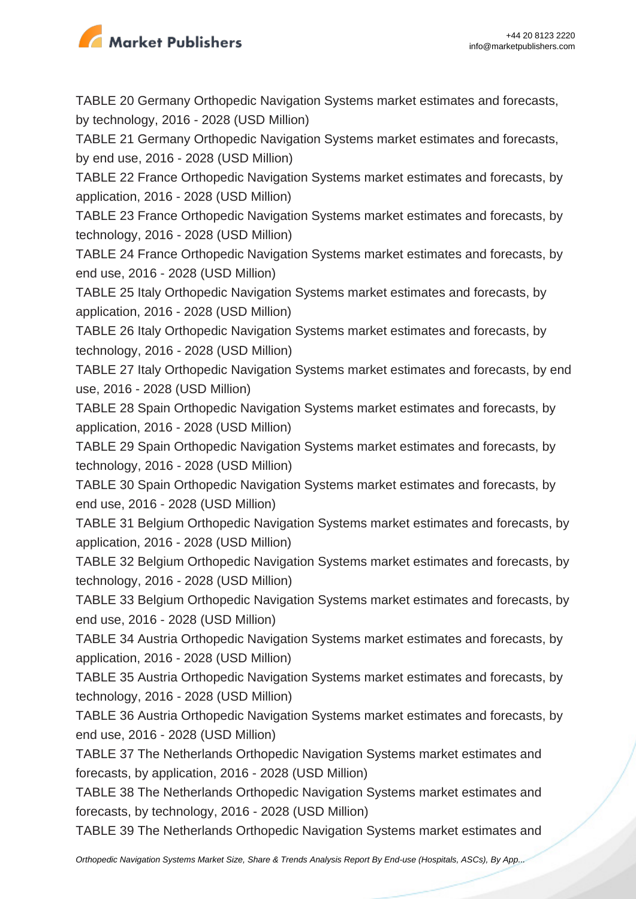TABLE 20 Germany Orthopedic Navigation Systems market estimates and forecasts, by technology, 2016 - 2028 (USD Million)

TABLE 21 Germany Orthopedic Navigation Systems market estimates and forecasts, by end use, 2016 - 2028 (USD Million)

TABLE 22 France Orthopedic Navigation Systems market estimates and forecasts, by application, 2016 - 2028 (USD Million)

TABLE 23 France Orthopedic Navigation Systems market estimates and forecasts, by technology, 2016 - 2028 (USD Million)

TABLE 24 France Orthopedic Navigation Systems market estimates and forecasts, by end use, 2016 - 2028 (USD Million)

TABLE 25 Italy Orthopedic Navigation Systems market estimates and forecasts, by application, 2016 - 2028 (USD Million)

TABLE 26 Italy Orthopedic Navigation Systems market estimates and forecasts, by technology, 2016 - 2028 (USD Million)

TABLE 27 Italy Orthopedic Navigation Systems market estimates and forecasts, by end use, 2016 - 2028 (USD Million)

TABLE 28 Spain Orthopedic Navigation Systems market estimates and forecasts, by application, 2016 - 2028 (USD Million)

TABLE 29 Spain Orthopedic Navigation Systems market estimates and forecasts, by technology, 2016 - 2028 (USD Million)

TABLE 30 Spain Orthopedic Navigation Systems market estimates and forecasts, by end use, 2016 - 2028 (USD Million)

TABLE 31 Belgium Orthopedic Navigation Systems market estimates and forecasts, by application, 2016 - 2028 (USD Million)

TABLE 32 Belgium Orthopedic Navigation Systems market estimates and forecasts, by technology, 2016 - 2028 (USD Million)

TABLE 33 Belgium Orthopedic Navigation Systems market estimates and forecasts, by end use, 2016 - 2028 (USD Million)

TABLE 34 Austria Orthopedic Navigation Systems market estimates and forecasts, by application, 2016 - 2028 (USD Million)

TABLE 35 Austria Orthopedic Navigation Systems market estimates and forecasts, by technology, 2016 - 2028 (USD Million)

TABLE 36 Austria Orthopedic Navigation Systems market estimates and forecasts, by end use, 2016 - 2028 (USD Million)

TABLE 37 The Netherlands Orthopedic Navigation Systems market estimates and forecasts, by application, 2016 - 2028 (USD Million)

TABLE 38 The Netherlands Orthopedic Navigation Systems market estimates and forecasts, by technology, 2016 - 2028 (USD Million)

TABLE 39 The Netherlands Orthopedic Navigation Systems market estimates and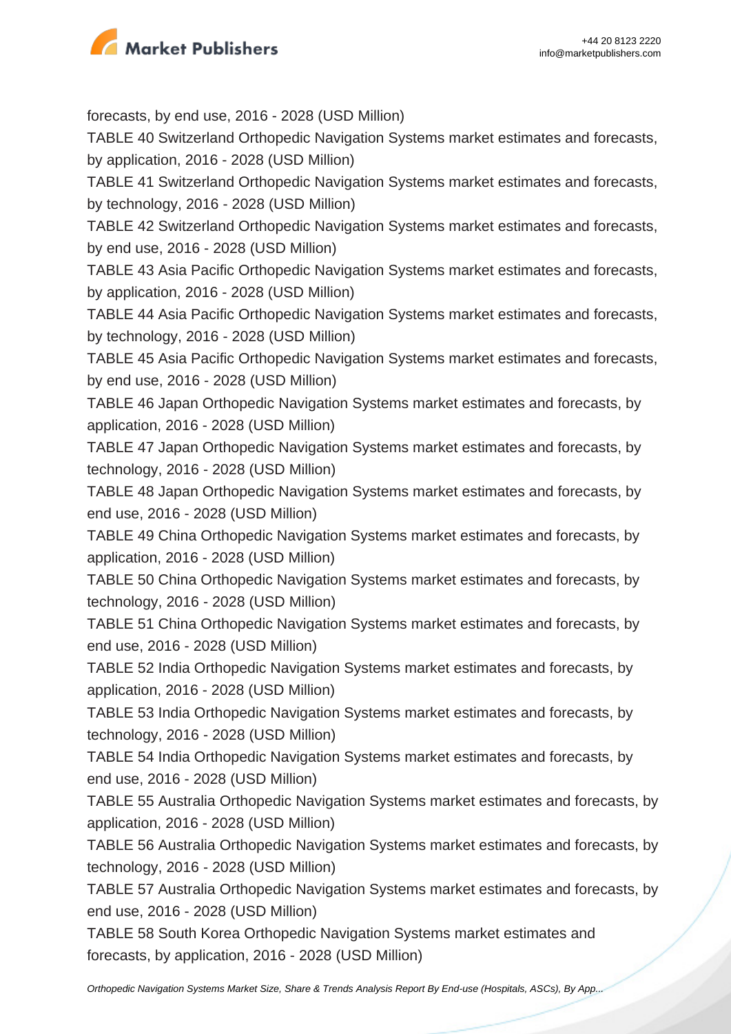forecasts, by end use, 2016 - 2028 (USD Million)
TABLE 40 Switzerland Orthopedic Navigation Systems market estimates and forecasts, by application, 2016 - 2028 (USD Million)
TABLE 41 Switzerland Orthopedic Navigation Systems market estimates and forecasts, by technology, 2016 - 2028 (USD Million)
TABLE 42 Switzerland Orthopedic Navigation Systems market estimates and forecasts, by end use, 2016 - 2028 (USD Million)
TABLE 43 Asia Pacific Orthopedic Navigation Systems market estimates and forecasts, by application, 2016 - 2028 (USD Million)
TABLE 44 Asia Pacific Orthopedic Navigation Systems market estimates and forecasts, by technology, 2016 - 2028 (USD Million)
TABLE 45 Asia Pacific Orthopedic Navigation Systems market estimates and forecasts, by end use, 2016 - 2028 (USD Million)
TABLE 46 Japan Orthopedic Navigation Systems market estimates and forecasts, by application, 2016 - 2028 (USD Million)
TABLE 47 Japan Orthopedic Navigation Systems market estimates and forecasts, by technology, 2016 - 2028 (USD Million)
TABLE 48 Japan Orthopedic Navigation Systems market estimates and forecasts, by end use, 2016 - 2028 (USD Million)
TABLE 49 China Orthopedic Navigation Systems market estimates and forecasts, by application, 2016 - 2028 (USD Million)
TABLE 50 China Orthopedic Navigation Systems market estimates and forecasts, by technology, 2016 - 2028 (USD Million)
TABLE 51 China Orthopedic Navigation Systems market estimates and forecasts, by end use, 2016 - 2028 (USD Million)
TABLE 52 India Orthopedic Navigation Systems market estimates and forecasts, by application, 2016 - 2028 (USD Million)
TABLE 53 India Orthopedic Navigation Systems market estimates and forecasts, by technology, 2016 - 2028 (USD Million)
TABLE 54 India Orthopedic Navigation Systems market estimates and forecasts, by end use, 2016 - 2028 (USD Million)
TABLE 55 Australia Orthopedic Navigation Systems market estimates and forecasts, by application, 2016 - 2028 (USD Million)
TABLE 56 Australia Orthopedic Navigation Systems market estimates and forecasts, by technology, 2016 - 2028 (USD Million)
TABLE 57 Australia Orthopedic Navigation Systems market estimates and forecasts, by end use, 2016 - 2028 (USD Million)
TABLE 58 South Korea Orthopedic Navigation Systems market estimates and forecasts, by application, 2016 - 2028 (USD Million)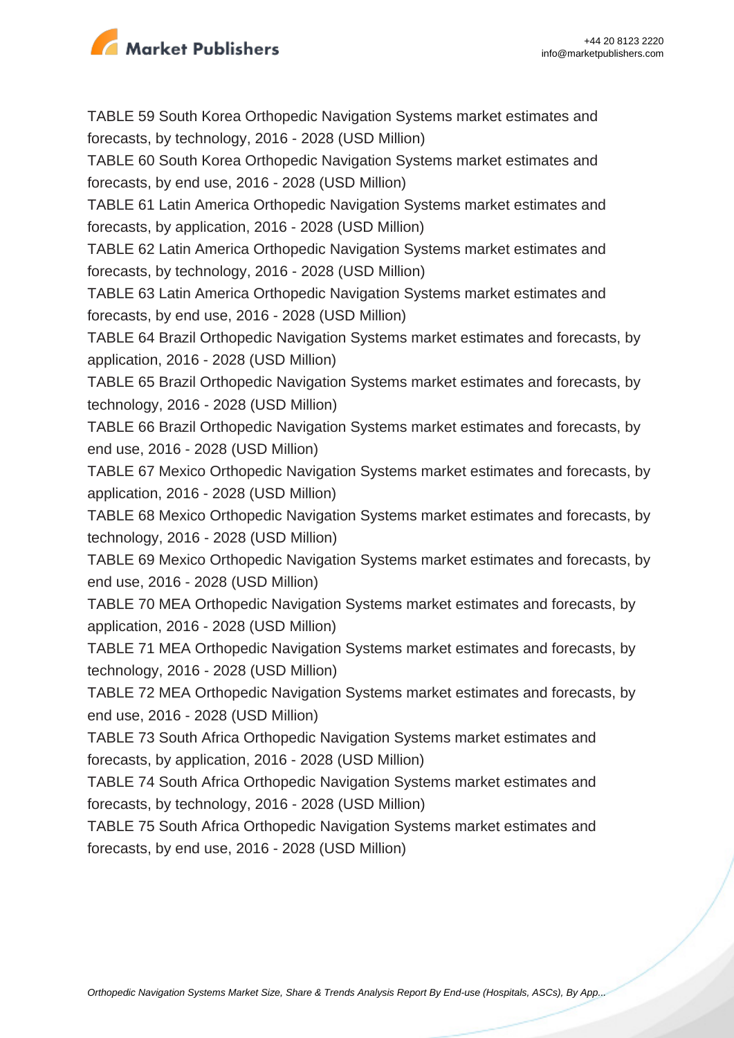TABLE 59 South Korea Orthopedic Navigation Systems market estimates and forecasts, by technology, 2016 - 2028 (USD Million)

TABLE 60 South Korea Orthopedic Navigation Systems market estimates and forecasts, by end use, 2016 - 2028 (USD Million)

TABLE 61 Latin America Orthopedic Navigation Systems market estimates and forecasts, by application, 2016 - 2028 (USD Million)

TABLE 62 Latin America Orthopedic Navigation Systems market estimates and forecasts, by technology, 2016 - 2028 (USD Million)

TABLE 63 Latin America Orthopedic Navigation Systems market estimates and forecasts, by end use, 2016 - 2028 (USD Million)

TABLE 64 Brazil Orthopedic Navigation Systems market estimates and forecasts, by application, 2016 - 2028 (USD Million)

TABLE 65 Brazil Orthopedic Navigation Systems market estimates and forecasts, by technology, 2016 - 2028 (USD Million)

TABLE 66 Brazil Orthopedic Navigation Systems market estimates and forecasts, by end use, 2016 - 2028 (USD Million)

TABLE 67 Mexico Orthopedic Navigation Systems market estimates and forecasts, by application, 2016 - 2028 (USD Million)

TABLE 68 Mexico Orthopedic Navigation Systems market estimates and forecasts, by technology, 2016 - 2028 (USD Million)

TABLE 69 Mexico Orthopedic Navigation Systems market estimates and forecasts, by end use, 2016 - 2028 (USD Million)

TABLE 70 MEA Orthopedic Navigation Systems market estimates and forecasts, by application, 2016 - 2028 (USD Million)

TABLE 71 MEA Orthopedic Navigation Systems market estimates and forecasts, by technology, 2016 - 2028 (USD Million)

TABLE 72 MEA Orthopedic Navigation Systems market estimates and forecasts, by end use, 2016 - 2028 (USD Million)

TABLE 73 South Africa Orthopedic Navigation Systems market estimates and forecasts, by application, 2016 - 2028 (USD Million)

TABLE 74 South Africa Orthopedic Navigation Systems market estimates and forecasts, by technology, 2016 - 2028 (USD Million)

TABLE 75 South Africa Orthopedic Navigation Systems market estimates and forecasts, by end use, 2016 - 2028 (USD Million)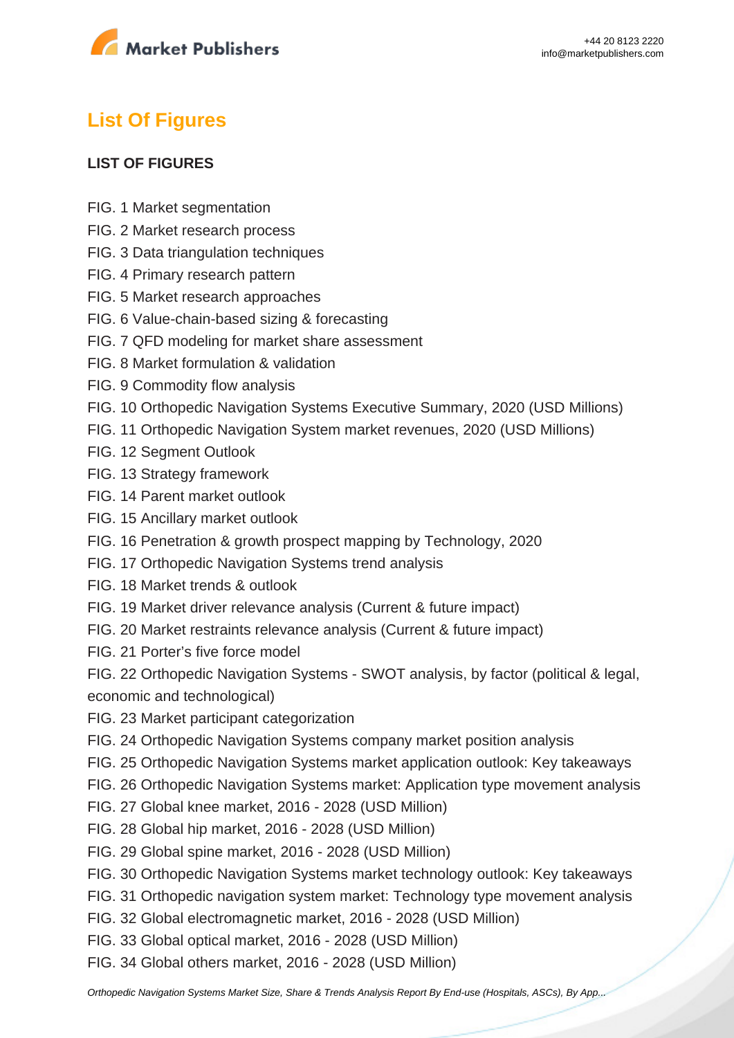## List Of Figures

**LIST OF FIGURES**

FIG. 1 Market segmentation
FIG. 2 Market research process
FIG. 3 Data triangulation techniques
FIG. 4 Primary research pattern
FIG. 5 Market research approaches
FIG. 6 Value-chain-based sizing & forecasting
FIG. 7 QFD modeling for market share assessment
FIG. 8 Market formulation & validation
FIG. 9 Commodity flow analysis
FIG. 10 Orthopedic Navigation Systems Executive Summary, 2020 (USD Millions)
FIG. 11 Orthopedic Navigation System market revenues, 2020 (USD Millions)
FIG. 12 Segment Outlook
FIG. 13 Strategy framework
FIG. 14 Parent market outlook
FIG. 15 Ancillary market outlook
FIG. 16 Penetration & growth prospect mapping by Technology, 2020
FIG. 17 Orthopedic Navigation Systems trend analysis
FIG. 18 Market trends & outlook
FIG. 19 Market driver relevance analysis (Current & future impact)
FIG. 20 Market restraints relevance analysis (Current & future impact)
FIG. 21 Porter's five force model
FIG. 22 Orthopedic Navigation Systems - SWOT analysis, by factor (political & legal, economic and technological)
FIG. 23 Market participant categorization
FIG. 24 Orthopedic Navigation Systems company market position analysis
FIG. 25 Orthopedic Navigation Systems market application outlook: Key takeaways
FIG. 26 Orthopedic Navigation Systems market: Application type movement analysis
FIG. 27 Global knee market, 2016 - 2028 (USD Million)
FIG. 28 Global hip market, 2016 - 2028 (USD Million)
FIG. 29 Global spine market, 2016 - 2028 (USD Million)
FIG. 30 Orthopedic Navigation Systems market technology outlook: Key takeaways
FIG. 31 Orthopedic navigation system market: Technology type movement analysis
FIG. 32 Global electromagnetic market, 2016 - 2028 (USD Million)
FIG. 33 Global optical market, 2016 - 2028 (USD Million)
FIG. 34 Global others market, 2016 - 2028 (USD Million)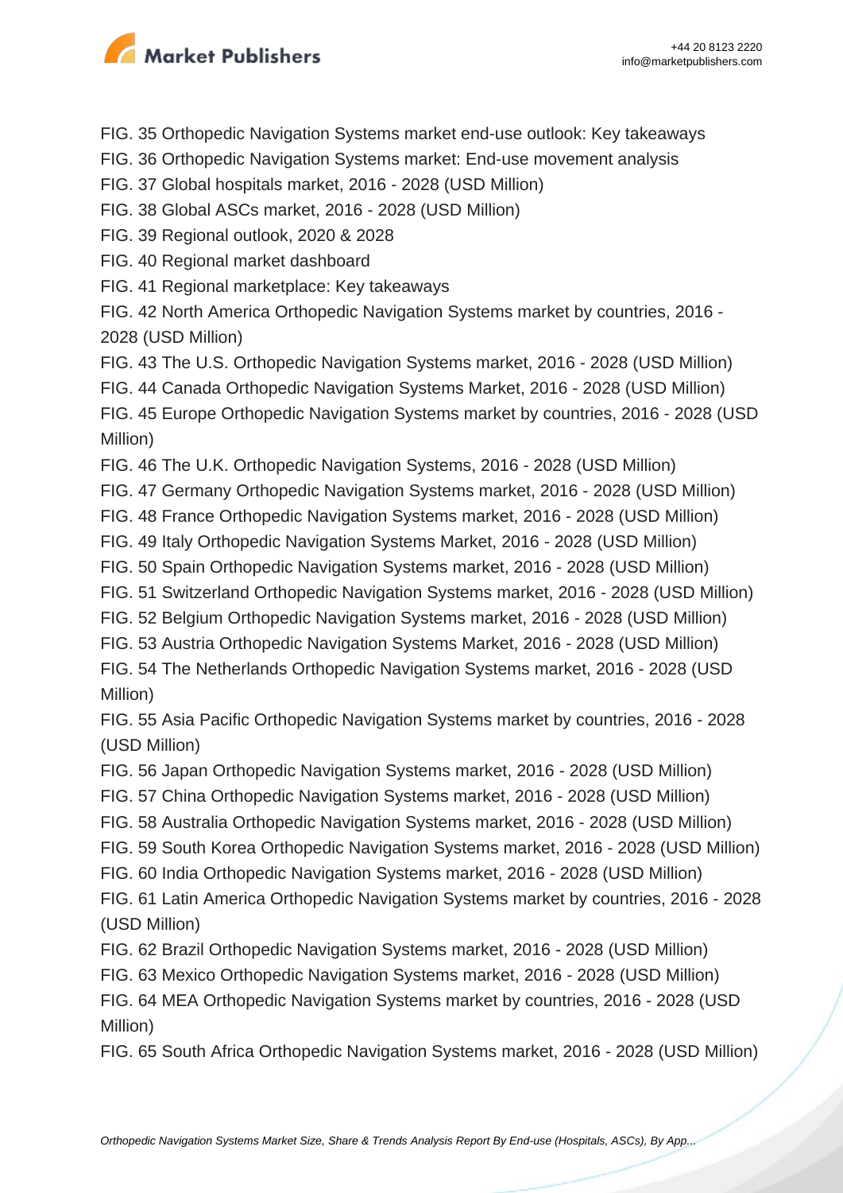FIG. 35 Orthopedic Navigation Systems market end-use outlook: Key takeaways

FIG. 36 Orthopedic Navigation Systems market: End-use movement analysis

FIG. 37 Global hospitals market, 2016 - 2028 (USD Million)

FIG. 38 Global ASCs market, 2016 - 2028 (USD Million)

FIG. 39 Regional outlook, 2020 & 2028

FIG. 40 Regional market dashboard

FIG. 41 Regional marketplace: Key takeaways

FIG. 42 North America Orthopedic Navigation Systems market by countries, 2016 - 2028 (USD Million)

FIG. 43 The U.S. Orthopedic Navigation Systems market, 2016 - 2028 (USD Million)

FIG. 44 Canada Orthopedic Navigation Systems Market, 2016 - 2028 (USD Million)

FIG. 45 Europe Orthopedic Navigation Systems market by countries, 2016 - 2028 (USD Million)

FIG. 46 The U.K. Orthopedic Navigation Systems, 2016 - 2028 (USD Million)

FIG. 47 Germany Orthopedic Navigation Systems market, 2016 - 2028 (USD Million)

FIG. 48 France Orthopedic Navigation Systems market, 2016 - 2028 (USD Million)

FIG. 49 Italy Orthopedic Navigation Systems Market, 2016 - 2028 (USD Million)

FIG. 50 Spain Orthopedic Navigation Systems market, 2016 - 2028 (USD Million)

FIG. 51 Switzerland Orthopedic Navigation Systems market, 2016 - 2028 (USD Million)

FIG. 52 Belgium Orthopedic Navigation Systems market, 2016 - 2028 (USD Million)

FIG. 53 Austria Orthopedic Navigation Systems Market, 2016 - 2028 (USD Million)

FIG. 54 The Netherlands Orthopedic Navigation Systems market, 2016 - 2028 (USD Million)

FIG. 55 Asia Pacific Orthopedic Navigation Systems market by countries, 2016 - 2028 (USD Million)

FIG. 56 Japan Orthopedic Navigation Systems market, 2016 - 2028 (USD Million)

FIG. 57 China Orthopedic Navigation Systems market, 2016 - 2028 (USD Million)

FIG. 58 Australia Orthopedic Navigation Systems market, 2016 - 2028 (USD Million)

FIG. 59 South Korea Orthopedic Navigation Systems market, 2016 - 2028 (USD Million)

FIG. 60 India Orthopedic Navigation Systems market, 2016 - 2028 (USD Million)

FIG. 61 Latin America Orthopedic Navigation Systems market by countries, 2016 - 2028 (USD Million)

FIG. 62 Brazil Orthopedic Navigation Systems market, 2016 - 2028 (USD Million)

FIG. 63 Mexico Orthopedic Navigation Systems market, 2016 - 2028 (USD Million)

FIG. 64 MEA Orthopedic Navigation Systems market by countries, 2016 - 2028 (USD Million)

FIG. 65 South Africa Orthopedic Navigation Systems market, 2016 - 2028 (USD Million)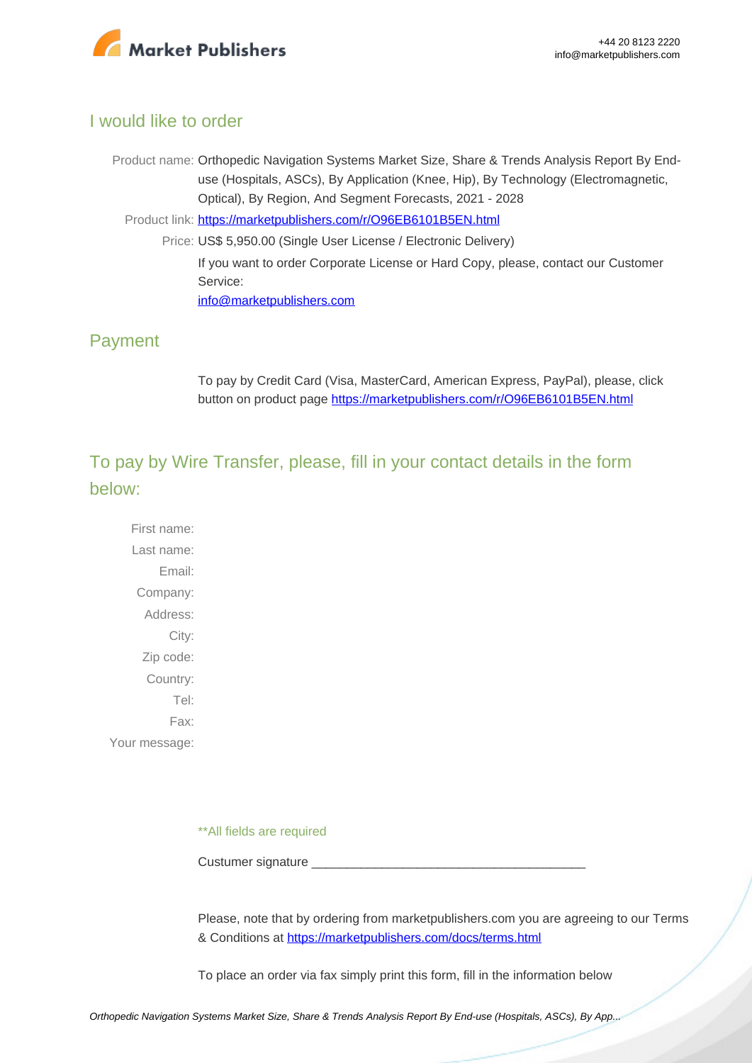## I would like to order

Product name: Orthopedic Navigation Systems Market Size, Share & Trends Analysis Report By End-use (Hospitals, ASCs), By Application (Knee, Hip), By Technology (Electromagnetic, Optical), By Region, And Segment Forecasts, 2021 - 2028

Product link: [https://marketpublishers.com/r/O96EB6101B5EN.html](https://marketpublishers.com/r/O96EB6101B5EN.html)

Price: US$ 5,950.00 (Single User License / Electronic Delivery)

If you want to order Corporate License or Hard Copy, please, contact our Customer Service:

[info@marketpublishers.com](mailto:info@marketpublishers.com)

## Payment

To pay by Credit Card (Visa, MasterCard, American Express, PayPal), please, click button on product page [https://marketpublishers.com/r/O96EB6101B5EN.html](https://marketpublishers.com/r/O96EB6101B5EN.html)

## To pay by Wire Transfer, please, fill in your contact details in the form below:

First name:

Last name:

Email:

Company:

Address:

City:

Zip code:

Country:

Tel:

Fax:

Your message:

**All fields are required

Custumer signature _______________________________________

Please, note that by ordering from marketpublishers.com you are agreeing to our Terms & Conditions at [https://marketpublishers.com/docs/terms.html](https://marketpublishers.com/docs/terms.html)

To place an order via fax simply print this form, fill in the information below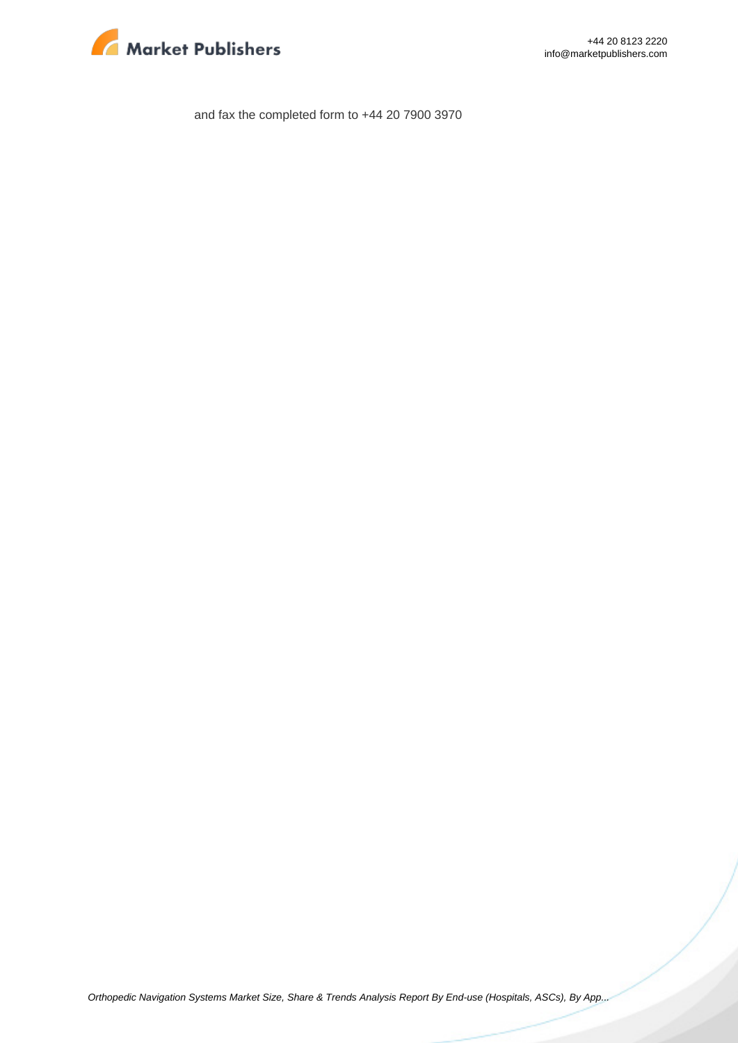and fax the completed form to +44 20 7900 3970